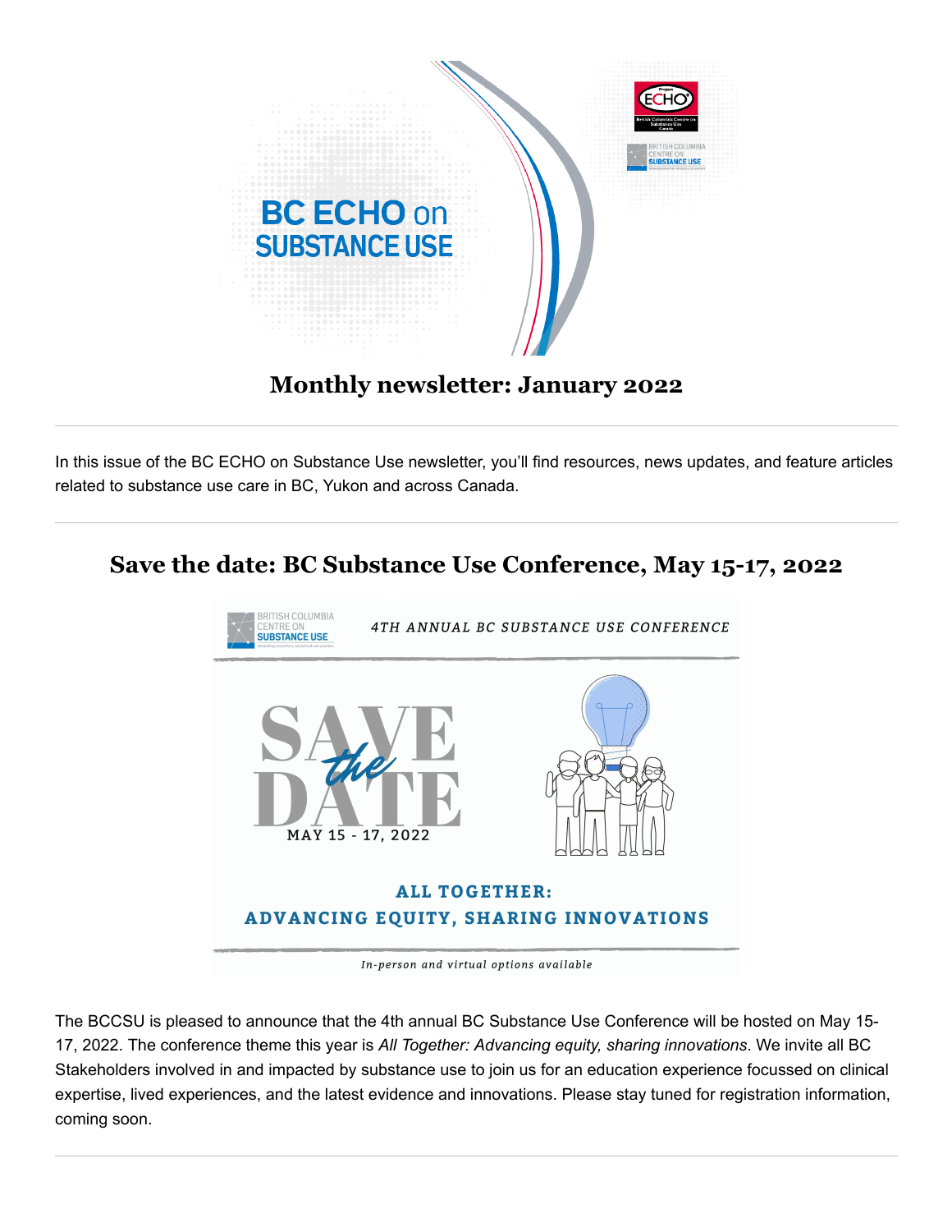# Monthly newsletter: January 2022

In this issue of the BC ECHO on Substance Use newsletter, you'll find resources, news updates, and feature articles related to substance use care in BC, Yukon and across Canada.

## Save the date: BC Substance Use Conference, May 15-17, 2022

The BCCSU is pleased to announce that the 4th annual BC Substance Use Conference will be hosted on May 15-17, 2022. The conference theme this year is *All Together: Advancing equity, sharing innovations*. We invite all BC Stakeholders involved in and impacted by substance use to join us for an education experience focussed on clinical expertise, lived experiences, and the latest evidence and innovations. Please stay tuned for registration information, coming soon.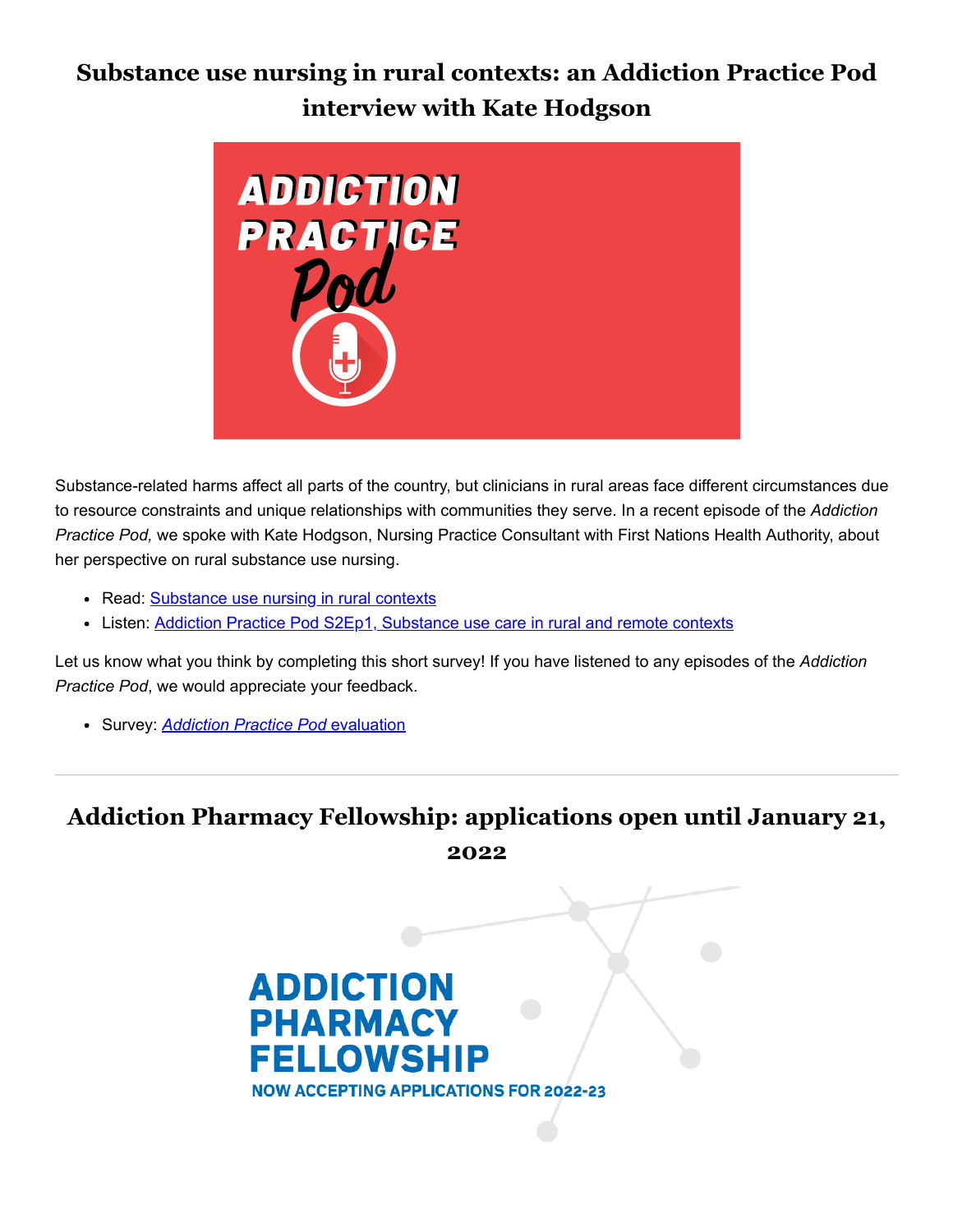## Substance use nursing in rural contexts: an Addiction Practice Pod interview with Kate Hodgson

Substance-related harms affect all parts of the country, but clinicians in rural areas face different circumstances due to resource constraints and unique relationships with communities they serve. In a recent episode of the *Addiction Practice Pod,* we spoke with Kate Hodgson, Nursing Practice Consultant with First Nations Health Authority, about her perspective on rural substance use nursing.

- Read: Substance use nursing in rural contexts
- Listen: Addiction Practice Pod S2Ep1, Substance use care in rural and remote contexts

Let us know what you think by completing this short survey! If you have listened to any episodes of the *Addiction Practice Pod*, we would appreciate your feedback.

- Survey: *Addiction Practice Pod* evaluation

---

## Addiction Pharmacy Fellowship: applications open until January 21, 2022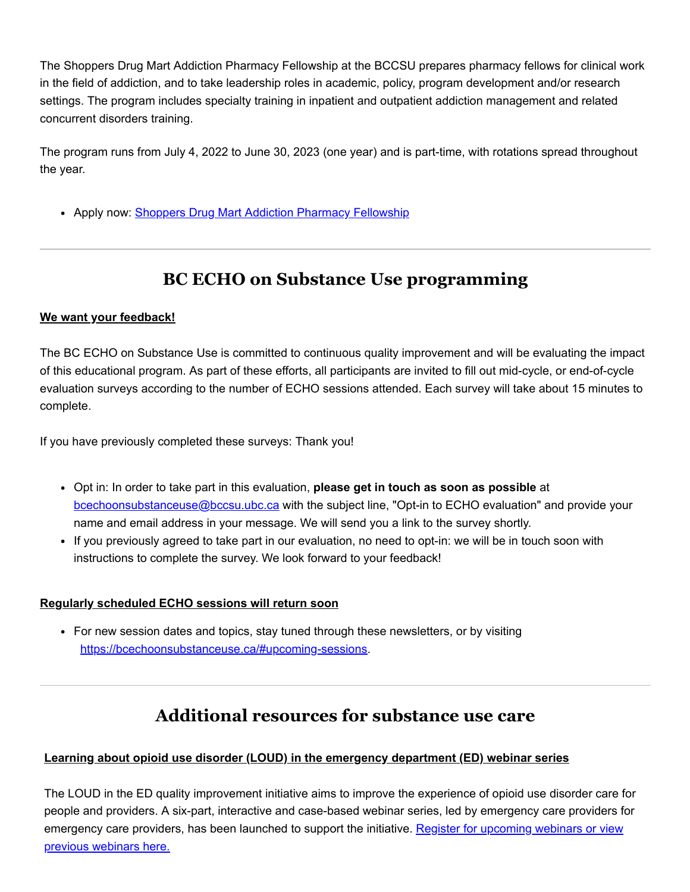The Shoppers Drug Mart Addiction Pharmacy Fellowship at the BCCSU prepares pharmacy fellows for clinical work in the field of addiction, and to take leadership roles in academic, policy, program development and/or research settings. The program includes specialty training in inpatient and outpatient addiction management and related concurrent disorders training.

The program runs from July 4, 2022 to June 30, 2023 (one year) and is part-time, with rotations spread throughout the year.

- Apply now: Shoppers Drug Mart Addiction Pharmacy Fellowship

---

## BC ECHO on Substance Use programming

**We want your feedback!**

The BC ECHO on Substance Use is committed to continuous quality improvement and will be evaluating the impact of this educational program. As part of these efforts, all participants are invited to fill out mid-cycle, or end-of-cycle evaluation surveys according to the number of ECHO sessions attended. Each survey will take about 15 minutes to complete.

If you have previously completed these surveys: Thank you!

- Opt in: In order to take part in this evaluation, **please get in touch as soon as possible** at bcechoonsubstanceuse@bccsu.ubc.ca with the subject line, "Opt-in to ECHO evaluation" and provide your name and email address in your message. We will send you a link to the survey shortly.
- If you previously agreed to take part in our evaluation, no need to opt-in: we will be in touch soon with instructions to complete the survey. We look forward to your feedback!

**Regularly scheduled ECHO sessions will return soon**

- For new session dates and topics, stay tuned through these newsletters, or by visiting https://bcechoonsubstanceuse.ca/#upcoming-sessions.

---

## Additional resources for substance use care

**Learning about opioid use disorder (LOUD) in the emergency department (ED) webinar series**

The LOUD in the ED quality improvement initiative aims to improve the experience of opioid use disorder care for people and providers. A six-part, interactive and case-based webinar series, led by emergency care providers for emergency care providers, has been launched to support the initiative. Register for upcoming webinars or view previous webinars here.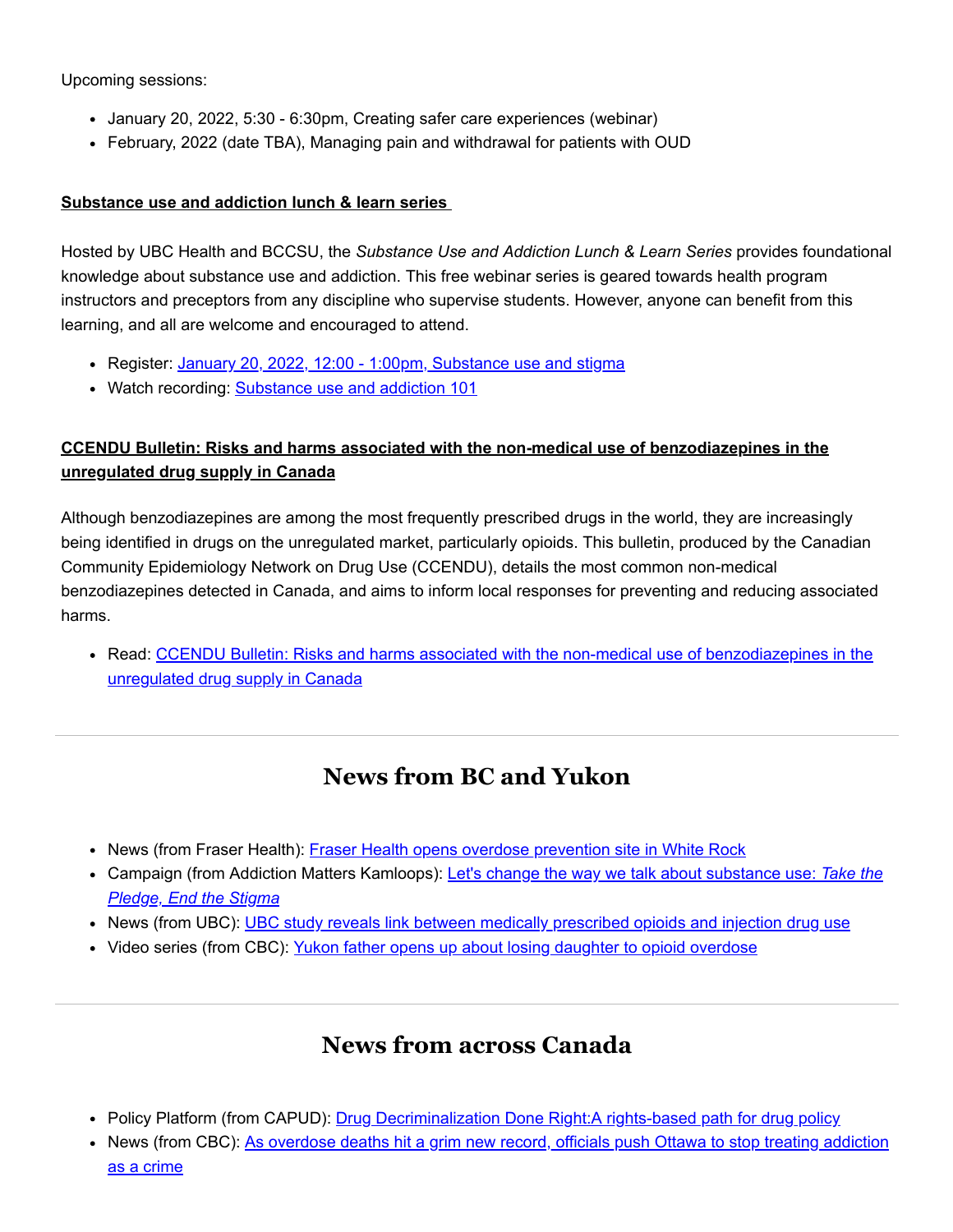Upcoming sessions:

- January 20, 2022, 5:30 - 6:30pm, Creating safer care experiences (webinar)
- February, 2022 (date TBA), Managing pain and withdrawal for patients with OUD

**Substance use and addiction lunch & learn series**

Hosted by UBC Health and BCCSU, the *Substance Use and Addiction Lunch & Learn Series* provides foundational knowledge about substance use and addiction. This free webinar series is geared towards health program instructors and preceptors from any discipline who supervise students. However, anyone can benefit from this learning, and all are welcome and encouraged to attend.

- Register: January 20, 2022, 12:00 - 1:00pm, Substance use and stigma
- Watch recording: Substance use and addiction 101

**CCENDU Bulletin: Risks and harms associated with the non-medical use of benzodiazepines in the unregulated drug supply in Canada**

Although benzodiazepines are among the most frequently prescribed drugs in the world, they are increasingly being identified in drugs on the unregulated market, particularly opioids. This bulletin, produced by the Canadian Community Epidemiology Network on Drug Use (CCENDU), details the most common non-medical benzodiazepines detected in Canada, and aims to inform local responses for preventing and reducing associated harms.

- Read: CCENDU Bulletin: Risks and harms associated with the non-medical use of benzodiazepines in the unregulated drug supply in Canada

## News from BC and Yukon

- News (from Fraser Health): Fraser Health opens overdose prevention site in White Rock
- Campaign (from Addiction Matters Kamloops): Let's change the way we talk about substance use: *Take the Pledge, End the Stigma*
- News (from UBC): UBC study reveals link between medically prescribed opioids and injection drug use
- Video series (from CBC): Yukon father opens up about losing daughter to opioid overdose

## News from across Canada

- Policy Platform (from CAPUD): Drug Decriminalization Done Right:A rights-based path for drug policy
- News (from CBC): As overdose deaths hit a grim new record, officials push Ottawa to stop treating addiction as a crime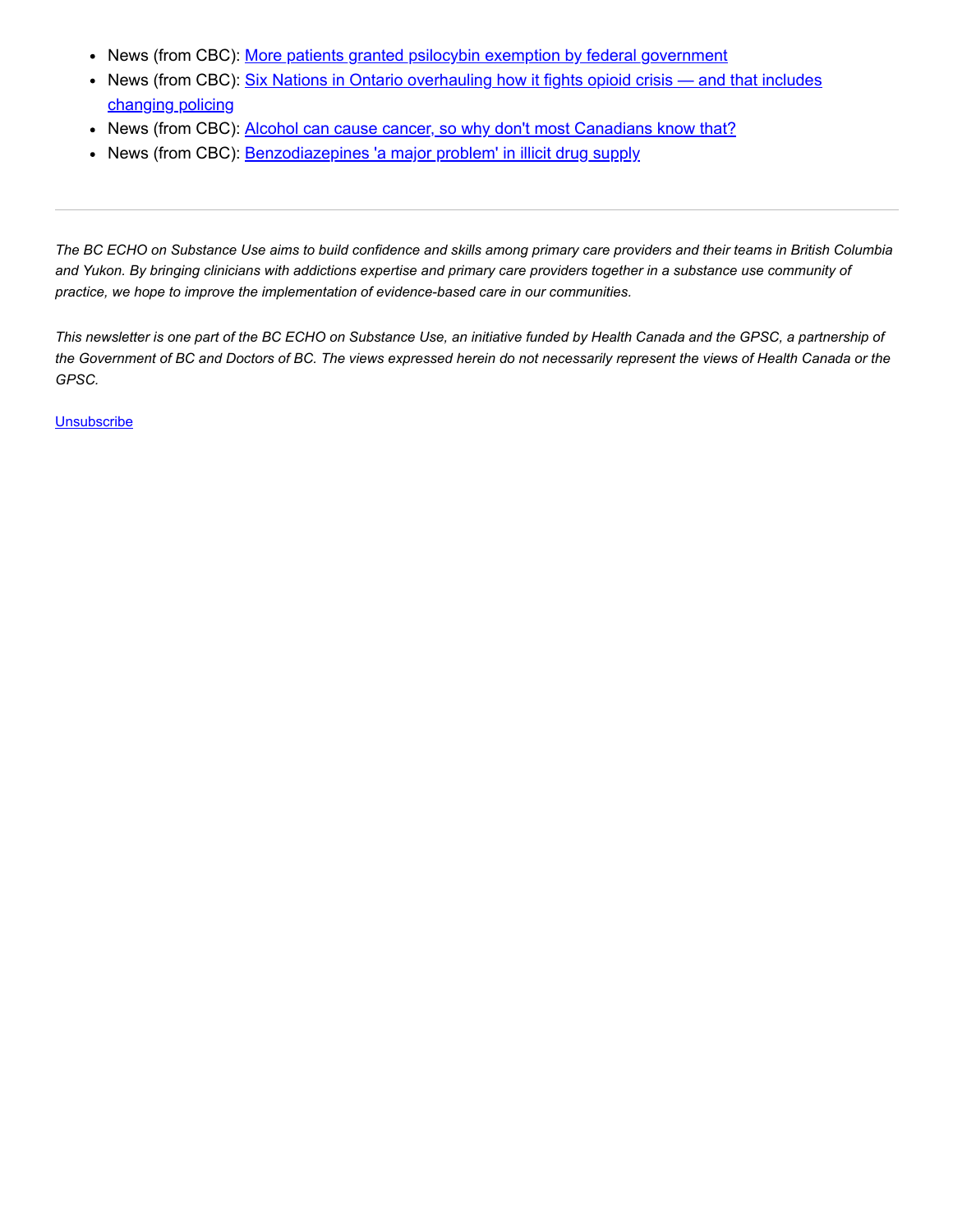- News (from CBC): More patients granted psilocybin exemption by federal government
- News (from CBC): Six Nations in Ontario overhauling how it fights opioid crisis — and that includes changing policing
- News (from CBC): Alcohol can cause cancer, so why don't most Canadians know that?
- News (from CBC): Benzodiazepines 'a major problem' in illicit drug supply

---

*The BC ECHO on Substance Use aims to build confidence and skills among primary care providers and their teams in British Columbia and Yukon. By bringing clinicians with addictions expertise and primary care providers together in a substance use community of practice, we hope to improve the implementation of evidence-based care in our communities.*

*This newsletter is one part of the BC ECHO on Substance Use, an initiative funded by Health Canada and the GPSC, a partnership of the Government of BC and Doctors of BC. The views expressed herein do not necessarily represent the views of Health Canada or the GPSC.*

Unsubscribe